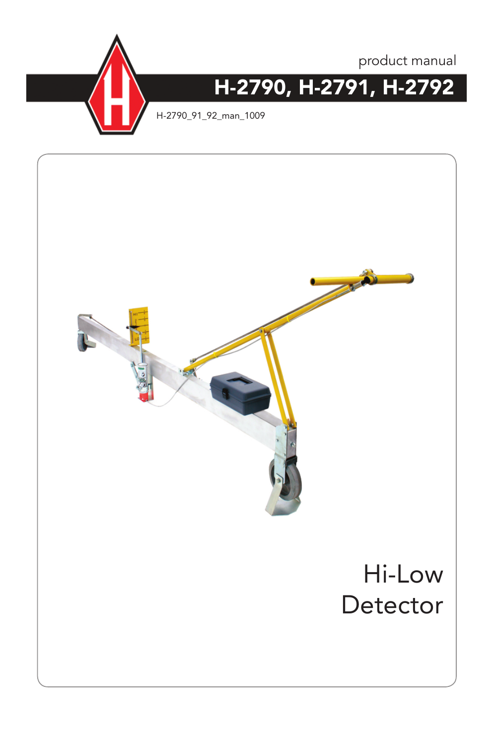product manual

# H-2790, H-2791, H-2792

H-2790_91_92_man_1009

# Hi-Low Detector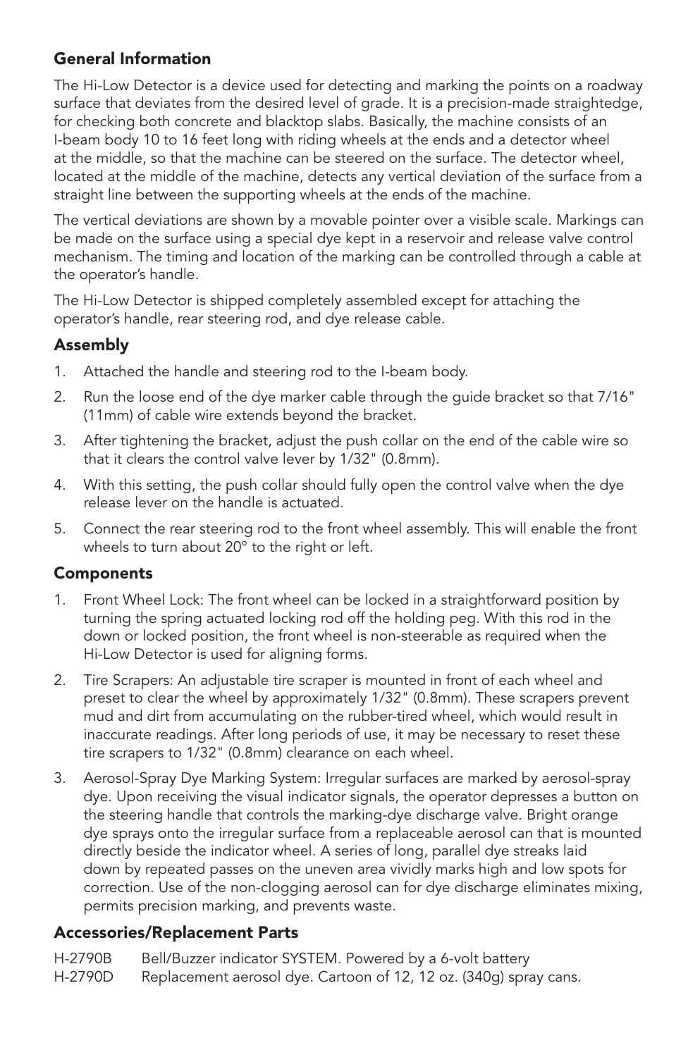## General Information

The Hi-Low Detector is a device used for detecting and marking the points on a roadway surface that deviates from the desired level of grade. It is a precision-made straightedge, for checking both concrete and blacktop slabs. Basically, the machine consists of an I-beam body 10 to 16 feet long with riding wheels at the ends and a detector wheel at the middle, so that the machine can be steered on the surface. The detector wheel, located at the middle of the machine, detects any vertical deviation of the surface from a straight line between the supporting wheels at the ends of the machine.

The vertical deviations are shown by a movable pointer over a visible scale. Markings can be made on the surface using a special dye kept in a reservoir and release valve control mechanism. The timing and location of the marking can be controlled through a cable at the operator's handle.

The Hi-Low Detector is shipped completely assembled except for attaching the operator's handle, rear steering rod, and dye release cable.

## Assembly

1. Attached the handle and steering rod to the I-beam body.
2. Run the loose end of the dye marker cable through the guide bracket so that 7/16" (11mm) of cable wire extends beyond the bracket.
3. After tightening the bracket, adjust the push collar on the end of the cable wire so that it clears the control valve lever by 1/32" (0.8mm).
4. With this setting, the push collar should fully open the control valve when the dye release lever on the handle is actuated.
5. Connect the rear steering rod to the front wheel assembly. This will enable the front wheels to turn about 20° to the right or left.

## Components

1. Front Wheel Lock: The front wheel can be locked in a straightforward position by turning the spring actuated locking rod off the holding peg. With this rod in the down or locked position, the front wheel is non-steerable as required when the Hi-Low Detector is used for aligning forms.
2. Tire Scrapers: An adjustable tire scraper is mounted in front of each wheel and preset to clear the wheel by approximately 1/32" (0.8mm). These scrapers prevent mud and dirt from accumulating on the rubber-tired wheel, which would result in inaccurate readings. After long periods of use, it may be necessary to reset these tire scrapers to 1/32" (0.8mm) clearance on each wheel.
3. Aerosol-Spray Dye Marking System: Irregular surfaces are marked by aerosol-spray dye. Upon receiving the visual indicator signals, the operator depresses a button on the steering handle that controls the marking-dye discharge valve. Bright orange dye sprays onto the irregular surface from a replaceable aerosol can that is mounted directly beside the indicator wheel. A series of long, parallel dye streaks laid down by repeated passes on the uneven area vividly marks high and low spots for correction. Use of the non-clogging aerosol can for dye discharge eliminates mixing, permits precision marking, and prevents waste.

## Accessories/Replacement Parts

| | |
|---|---|
| H-2790B | Bell/Buzzer indicator SYSTEM. Powered by a 6-volt battery |
| H-2790D | Replacement aerosol dye. Cartoon of 12, 12 oz. (340g) spray cans. |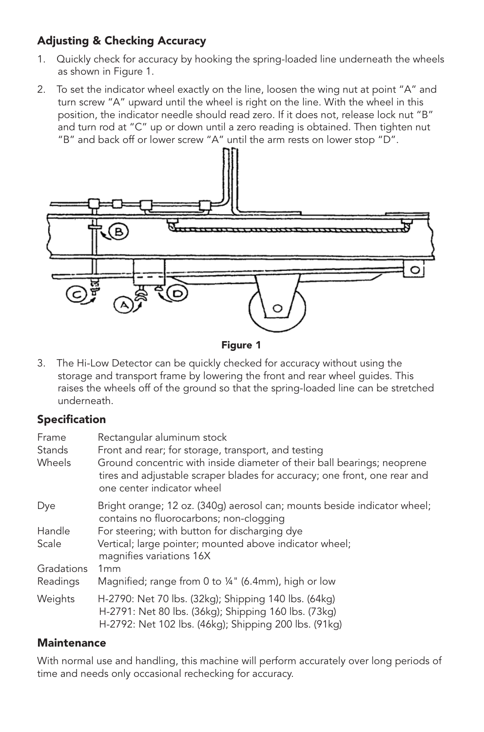## Adjusting & Checking Accuracy

1. Quickly check for accuracy by hooking the spring-loaded line underneath the wheels as shown in Figure 1.
2. To set the indicator wheel exactly on the line, loosen the wing nut at point "A" and turn screw "A" upward until the wheel is right on the line. With the wheel in this position, the indicator needle should read zero. If it does not, release lock nut "B" and turn rod at "C" up or down until a zero reading is obtained. Then tighten nut "B" and back off or lower screw "A" until the arm rests on lower stop "D".

**Figure 1**

3. The Hi-Low Detector can be quickly checked for accuracy without using the storage and transport frame by lowering the front and rear wheel guides. This raises the wheels off of the ground so that the spring-loaded line can be stretched underneath.

## Specification

| | |
|---|---|
| Frame | Rectangular aluminum stock |
| Stands | Front and rear; for storage, transport, and testing |
| Wheels | Ground concentric with inside diameter of their ball bearings; neoprene tires and adjustable scraper blades for accuracy; one front, one rear and one center indicator wheel |
| Dye | Bright orange; 12 oz. (340g) aerosol can; mounts beside indicator wheel; contains no fluorocarbons; non-clogging |
| Handle | For steering; with button for discharging dye |
| Scale | Vertical; large pointer; mounted above indicator wheel; magnifies variations 16X |
| Gradations | 1mm |
| Readings | Magnified; range from 0 to ¼" (6.4mm), high or low |
| Weights | H-2790: Net 70 lbs. (32kg); Shipping 140 lbs. (64kg)<br>H-2791: Net 80 lbs. (36kg); Shipping 160 lbs. (73kg)<br>H-2792: Net 102 lbs. (46kg); Shipping 200 lbs. (91kg) |

## Maintenance

With normal use and handling, this machine will perform accurately over long periods of time and needs only occasional rechecking for accuracy.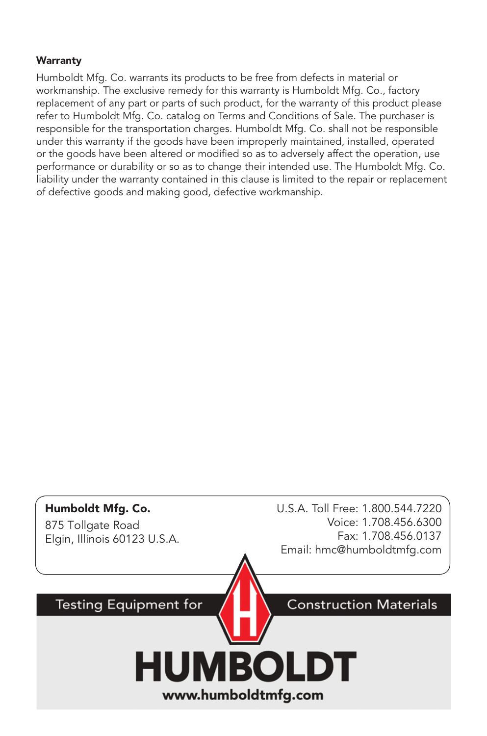## Warranty

Humboldt Mfg. Co. warrants its products to be free from defects in material or workmanship. The exclusive remedy for this warranty is Humboldt Mfg. Co., factory replacement of any part or parts of such product, for the warranty of this product please refer to Humboldt Mfg. Co. catalog on Terms and Conditions of Sale. The purchaser is responsible for the transportation charges. Humboldt Mfg. Co. shall not be responsible under this warranty if the goods have been improperly maintained, installed, operated or the goods have been altered or modified so as to adversely affect the operation, use performance or durability or so as to change their intended use. The Humboldt Mfg. Co. liability under the warranty contained in this clause is limited to the repair or replacement of defective goods and making good, defective workmanship.

**Humboldt Mfg. Co.**
875 Tollgate Road
Elgin, Illinois 60123 U.S.A.

U.S.A. Toll Free: 1.800.544.7220
Voice: 1.708.456.6300
Fax: 1.708.456.0137
Email: hmc@humboldtmfg.com

Testing Equipment for Construction Materials

**HUMBOLDT**

**www.humboldtmfg.com**